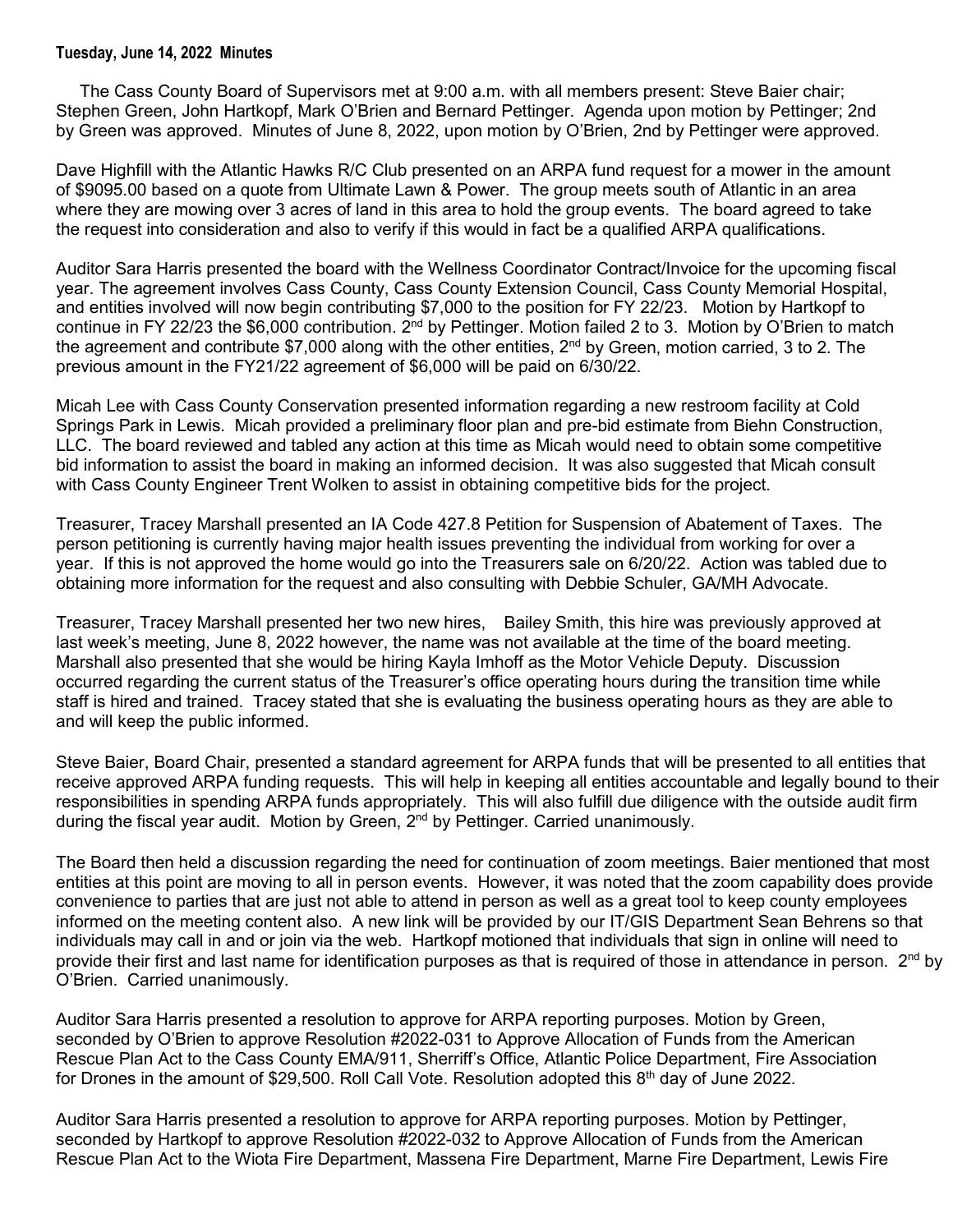**Tuesday, June 14, 2022 Minutes**

The Cass County Board of Supervisors met at 9:00 a.m. with all members present: Steve Baier chair; Stephen Green, John Hartkopf, Mark O'Brien and Bernard Pettinger. Agenda upon motion by Pettinger; 2nd by Green was approved. Minutes of June 8, 2022, upon motion by O'Brien, 2nd by Pettinger were approved.

Dave Highfill with the Atlantic Hawks R/C Club presented on an ARPA fund request for a mower in the amount of $9095.00 based on a quote from Ultimate Lawn & Power. The group meets south of Atlantic in an area where they are mowing over 3 acres of land in this area to hold the group events. The board agreed to take the request into consideration and also to verify if this would in fact be a qualified ARPA qualifications.

Auditor Sara Harris presented the board with the Wellness Coordinator Contract/Invoice for the upcoming fiscal year. The agreement involves Cass County, Cass County Extension Council, Cass County Memorial Hospital, and entities involved will now begin contributing $7,000 to the position for FY 22/23. Motion by Hartkopf to continue in FY 22/23 the $6,000 contribution. 2nd by Pettinger. Motion failed 2 to 3. Motion by O'Brien to match the agreement and contribute $7,000 along with the other entities, 2nd by Green, motion carried, 3 to 2. The previous amount in the FY21/22 agreement of $6,000 will be paid on 6/30/22.

Micah Lee with Cass County Conservation presented information regarding a new restroom facility at Cold Springs Park in Lewis. Micah provided a preliminary floor plan and pre-bid estimate from Biehn Construction, LLC. The board reviewed and tabled any action at this time as Micah would need to obtain some competitive bid information to assist the board in making an informed decision. It was also suggested that Micah consult with Cass County Engineer Trent Wolken to assist in obtaining competitive bids for the project.

Treasurer, Tracey Marshall presented an IA Code 427.8 Petition for Suspension of Abatement of Taxes. The person petitioning is currently having major health issues preventing the individual from working for over a year. If this is not approved the home would go into the Treasurers sale on 6/20/22. Action was tabled due to obtaining more information for the request and also consulting with Debbie Schuler, GA/MH Advocate.

Treasurer, Tracey Marshall presented her two new hires, Bailey Smith, this hire was previously approved at last week's meeting, June 8, 2022 however, the name was not available at the time of the board meeting. Marshall also presented that she would be hiring Kayla Imhoff as the Motor Vehicle Deputy. Discussion occurred regarding the current status of the Treasurer's office operating hours during the transition time while staff is hired and trained. Tracey stated that she is evaluating the business operating hours as they are able to and will keep the public informed.

Steve Baier, Board Chair, presented a standard agreement for ARPA funds that will be presented to all entities that receive approved ARPA funding requests. This will help in keeping all entities accountable and legally bound to their responsibilities in spending ARPA funds appropriately. This will also fulfill due diligence with the outside audit firm during the fiscal year audit. Motion by Green, 2nd by Pettinger. Carried unanimously.

The Board then held a discussion regarding the need for continuation of zoom meetings. Baier mentioned that most entities at this point are moving to all in person events. However, it was noted that the zoom capability does provide convenience to parties that are just not able to attend in person as well as a great tool to keep county employees informed on the meeting content also. A new link will be provided by our IT/GIS Department Sean Behrens so that individuals may call in and or join via the web. Hartkopf motioned that individuals that sign in online will need to provide their first and last name for identification purposes as that is required of those in attendance in person. 2nd by O'Brien. Carried unanimously.

Auditor Sara Harris presented a resolution to approve for ARPA reporting purposes. Motion by Green, seconded by O'Brien to approve Resolution #2022-031 to Approve Allocation of Funds from the American Rescue Plan Act to the Cass County EMA/911, Sherriff's Office, Atlantic Police Department, Fire Association for Drones in the amount of $29,500. Roll Call Vote. Resolution adopted this 8th day of June 2022.

Auditor Sara Harris presented a resolution to approve for ARPA reporting purposes. Motion by Pettinger, seconded by Hartkopf to approve Resolution #2022-032 to Approve Allocation of Funds from the American Rescue Plan Act to the Wiota Fire Department, Massena Fire Department, Marne Fire Department, Lewis Fire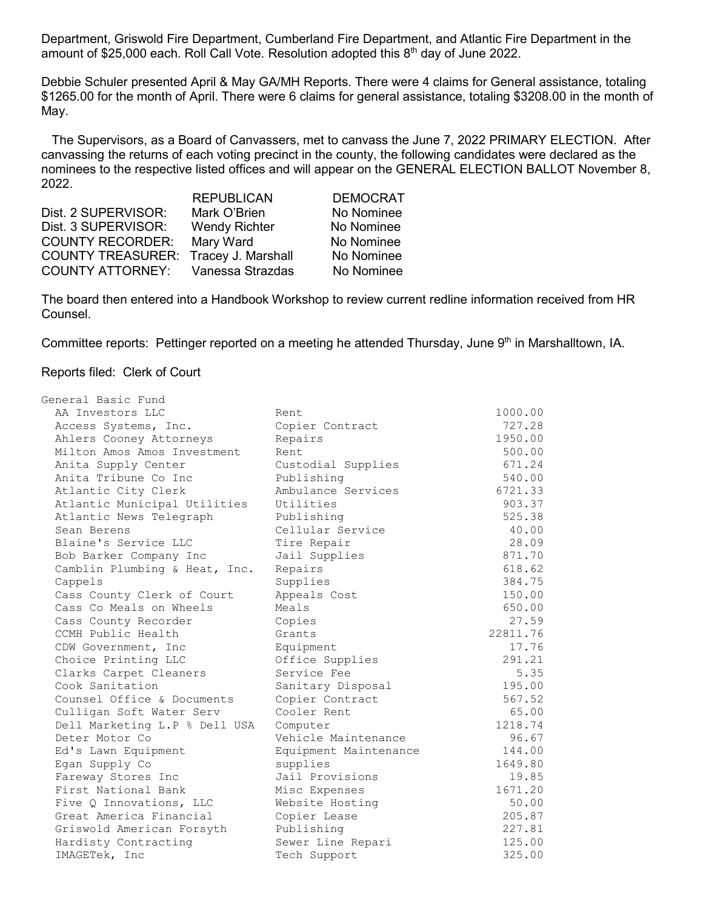Department, Griswold Fire Department, Cumberland Fire Department, and Atlantic Fire Department in the amount of $25,000 each. Roll Call Vote. Resolution adopted this 8th day of June 2022.

Debbie Schuler presented April & May GA/MH Reports. There were 4 claims for General assistance, totaling $1265.00 for the month of April. There were 6 claims for general assistance, totaling $3208.00 in the month of May.

The Supervisors, as a Board of Canvassers, met to canvass the June 7, 2022 PRIMARY ELECTION. After canvassing the returns of each voting precinct in the county, the following candidates were declared as the nominees to the respective listed offices and will appear on the GENERAL ELECTION BALLOT November 8, 2022.

| | REPUBLICAN | DEMOCRAT |
|---|---|---|
| Dist. 2 SUPERVISOR: | Mark O'Brien | No Nominee |
| Dist. 3 SUPERVISOR: | Wendy Richter | No Nominee |
| COUNTY RECORDER: | Mary Ward | No Nominee |
| COUNTY TREASURER: | Tracey J. Marshall | No Nominee |
| COUNTY ATTORNEY: | Vanessa Strazdas | No Nominee |

The board then entered into a Handbook Workshop to review current redline information received from HR Counsel.

Committee reports: Pettinger reported on a meeting he attended Thursday, June 9th in Marshalltown, IA.

Reports filed: Clerk of Court

| General Basic Fund | | |
|---|---|---|
| AA Investors LLC | Rent | 1000.00 |
| Access Systems, Inc. | Copier Contract | 727.28 |
| Ahlers Cooney Attorneys | Repairs | 1950.00 |
| Milton Amos Amos Investment | Rent | 500.00 |
| Anita Supply Center | Custodial Supplies | 671.24 |
| Anita Tribune Co Inc | Publishing | 540.00 |
| Atlantic City Clerk | Ambulance Services | 6721.33 |
| Atlantic Municipal Utilities | Utilities | 903.37 |
| Atlantic News Telegraph | Publishing | 525.38 |
| Sean Berens | Cellular Service | 40.00 |
| Blaine's Service LLC | Tire Repair | 28.09 |
| Bob Barker Company Inc | Jail Supplies | 871.70 |
| Camblin Plumbing & Heat, Inc. | Repairs | 618.62 |
| Cappels | Supplies | 384.75 |
| Cass County Clerk of Court | Appeals Cost | 150.00 |
| Cass Co Meals on Wheels | Meals | 650.00 |
| Cass County Recorder | Copies | 27.59 |
| CCMH Public Health | Grants | 22811.76 |
| CDW Government, Inc | Equipment | 17.76 |
| Choice Printing LLC | Office Supplies | 291.21 |
| Clarks Carpet Cleaners | Service Fee | 5.35 |
| Cook Sanitation | Sanitary Disposal | 195.00 |
| Counsel Office & Documents | Copier Contract | 567.52 |
| Culligan Soft Water Serv | Cooler Rent | 65.00 |
| Dell Marketing L.P % Dell USA | Computer | 1218.74 |
| Deter Motor Co | Vehicle Maintenance | 96.67 |
| Ed's Lawn Equipment | Equipment Maintenance | 144.00 |
| Egan Supply Co | supplies | 1649.80 |
| Fareway Stores Inc | Jail Provisions | 19.85 |
| First National Bank | Misc Expenses | 1671.20 |
| Five Q Innovations, LLC | Website Hosting | 50.00 |
| Great America Financial | Copier Lease | 205.87 |
| Griswold American Forsyth | Publishing | 227.81 |
| Hardisty Contracting | Sewer Line Repari | 125.00 |
| IMAGETek, Inc | Tech Support | 325.00 |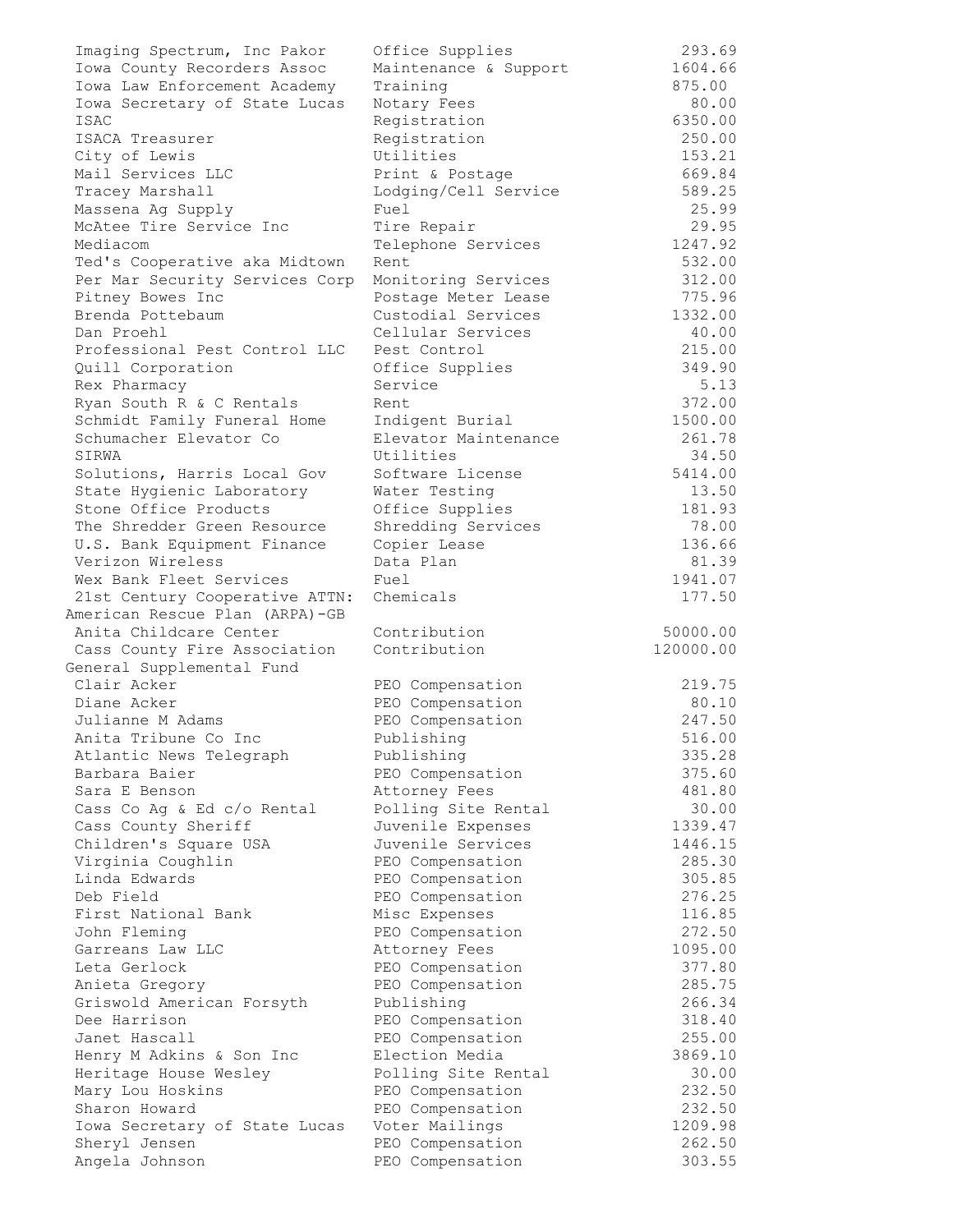| | | |
|---|---|---|
| Imaging Spectrum, Inc Pakor | Office Supplies | 293.69 |
| Iowa County Recorders Assoc | Maintenance & Support | 1604.66 |
| Iowa Law Enforcement Academy | Training | 875.00 |
| Iowa Secretary of State Lucas | Notary Fees | 80.00 |
| ISAC | Registration | 6350.00 |
| ISACA Treasurer | Registration | 250.00 |
| City of Lewis | Utilities | 153.21 |
| Mail Services LLC | Print & Postage | 669.84 |
| Tracey Marshall | Lodging/Cell Service | 589.25 |
| Massena Ag Supply | Fuel | 25.99 |
| McAtee Tire Service Inc | Tire Repair | 29.95 |
| Mediacom | Telephone Services | 1247.92 |
| Ted's Cooperative aka Midtown | Rent | 532.00 |
| Per Mar Security Services Corp | Monitoring Services | 312.00 |
| Pitney Bowes Inc | Postage Meter Lease | 775.96 |
| Brenda Pottebaum | Custodial Services | 1332.00 |
| Dan Proehl | Cellular Services | 40.00 |
| Professional Pest Control LLC | Pest Control | 215.00 |
| Quill Corporation | Office Supplies | 349.90 |
| Rex Pharmacy | Service | 5.13 |
| Ryan South R & C Rentals | Rent | 372.00 |
| Schmidt Family Funeral Home | Indigent Burial | 1500.00 |
| Schumacher Elevator Co | Elevator Maintenance | 261.78 |
| SIRWA | Utilities | 34.50 |
| Solutions, Harris Local Gov | Software License | 5414.00 |
| State Hygienic Laboratory | Water Testing | 13.50 |
| Stone Office Products | Office Supplies | 181.93 |
| The Shredder Green Resource | Shredding Services | 78.00 |
| U.S. Bank Equipment Finance | Copier Lease | 136.66 |
| Verizon Wireless | Data Plan | 81.39 |
| Wex Bank Fleet Services | Fuel | 1941.07 |
| 21st Century Cooperative ATTN: | Chemicals | 177.50 |
| **American Rescue Plan (ARPA)-GB** | | |
| Anita Childcare Center | Contribution | 50000.00 |
| Cass County Fire Association | Contribution | 120000.00 |
| **General Supplemental Fund** | | |
| Clair Acker | PEO Compensation | 219.75 |
| Diane Acker | PEO Compensation | 80.10 |
| Julianne M Adams | PEO Compensation | 247.50 |
| Anita Tribune Co Inc | Publishing | 516.00 |
| Atlantic News Telegraph | Publishing | 335.28 |
| Barbara Baier | PEO Compensation | 375.60 |
| Sara E Benson | Attorney Fees | 481.80 |
| Cass Co Ag & Ed c/o Rental | Polling Site Rental | 30.00 |
| Cass County Sheriff | Juvenile Expenses | 1339.47 |
| Children's Square USA | Juvenile Services | 1446.15 |
| Virginia Coughlin | PEO Compensation | 285.30 |
| Linda Edwards | PEO Compensation | 305.85 |
| Deb Field | PEO Compensation | 276.25 |
| First National Bank | Misc Expenses | 116.85 |
| John Fleming | PEO Compensation | 272.50 |
| Garreans Law LLC | Attorney Fees | 1095.00 |
| Leta Gerlock | PEO Compensation | 377.80 |
| Anieta Gregory | PEO Compensation | 285.75 |
| Griswold American Forsyth | Publishing | 266.34 |
| Dee Harrison | PEO Compensation | 318.40 |
| Janet Hascall | PEO Compensation | 255.00 |
| Henry M Adkins & Son Inc | Election Media | 3869.10 |
| Heritage House Wesley | Polling Site Rental | 30.00 |
| Mary Lou Hoskins | PEO Compensation | 232.50 |
| Sharon Howard | PEO Compensation | 232.50 |
| Iowa Secretary of State Lucas | Voter Mailings | 1209.98 |
| Sheryl Jensen | PEO Compensation | 262.50 |
| Angela Johnson | PEO Compensation | 303.55 |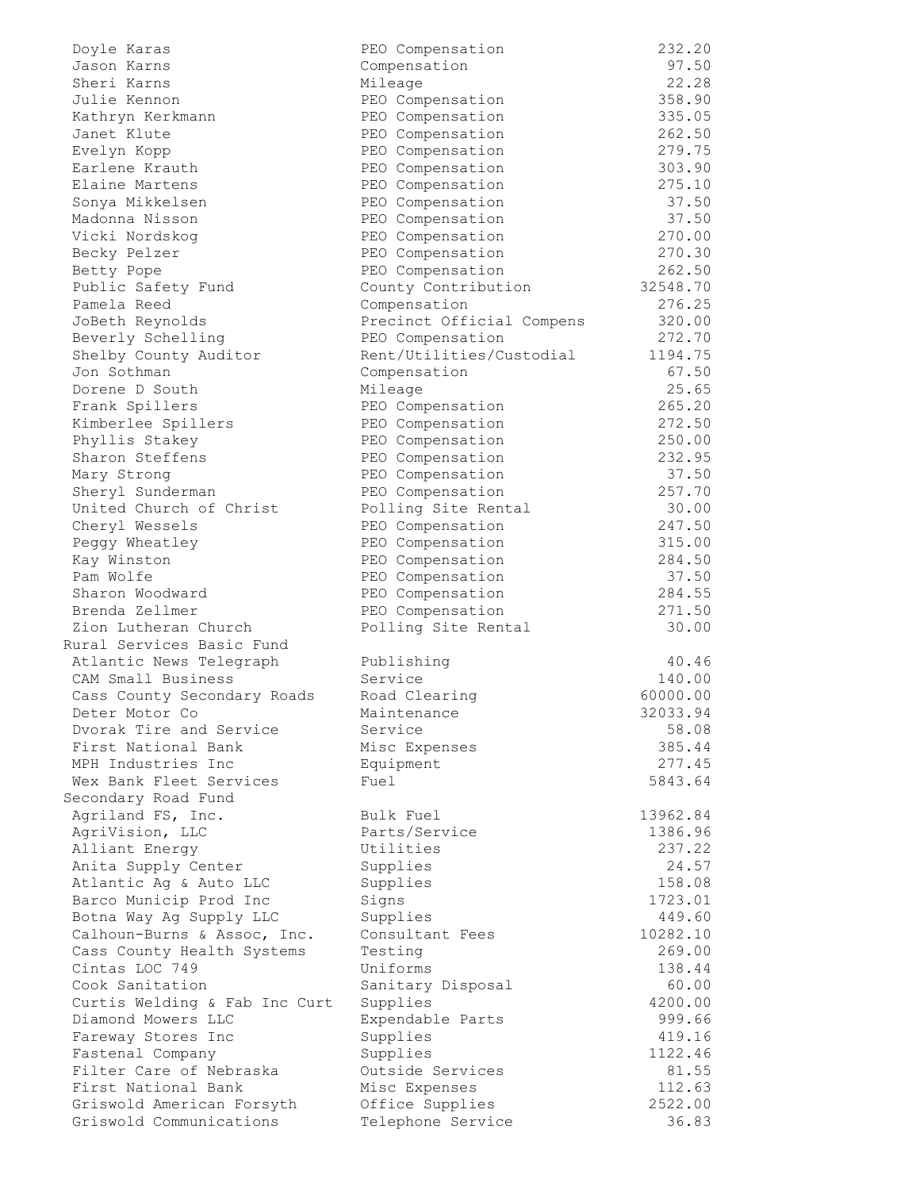| | | |
|---|---|---|
| Doyle Karas | PEO Compensation | 232.20 |
| Jason Karns | Compensation | 97.50 |
| Sheri Karns | Mileage | 22.28 |
| Julie Kennon | PEO Compensation | 358.90 |
| Kathryn Kerkmann | PEO Compensation | 335.05 |
| Janet Klute | PEO Compensation | 262.50 |
| Evelyn Kopp | PEO Compensation | 279.75 |
| Earlene Krauth | PEO Compensation | 303.90 |
| Elaine Martens | PEO Compensation | 275.10 |
| Sonya Mikkelsen | PEO Compensation | 37.50 |
| Madonna Nisson | PEO Compensation | 37.50 |
| Vicki Nordskog | PEO Compensation | 270.00 |
| Becky Pelzer | PEO Compensation | 270.30 |
| Betty Pope | PEO Compensation | 262.50 |
| Public Safety Fund | County Contribution | 32548.70 |
| Pamela Reed | Compensation | 276.25 |
| JoBeth Reynolds | Precinct Official Compens | 320.00 |
| Beverly Schelling | PEO Compensation | 272.70 |
| Shelby County Auditor | Rent/Utilities/Custodial | 1194.75 |
| Jon Sothman | Compensation | 67.50 |
| Dorene D South | Mileage | 25.65 |
| Frank Spillers | PEO Compensation | 265.20 |
| Kimberlee Spillers | PEO Compensation | 272.50 |
| Phyllis Stakey | PEO Compensation | 250.00 |
| Sharon Steffens | PEO Compensation | 232.95 |
| Mary Strong | PEO Compensation | 37.50 |
| Sheryl Sunderman | PEO Compensation | 257.70 |
| United Church of Christ | Polling Site Rental | 30.00 |
| Cheryl Wessels | PEO Compensation | 247.50 |
| Peggy Wheatley | PEO Compensation | 315.00 |
| Kay Winston | PEO Compensation | 284.50 |
| Pam Wolfe | PEO Compensation | 37.50 |
| Sharon Woodward | PEO Compensation | 284.55 |
| Brenda Zellmer | PEO Compensation | 271.50 |
| Zion Lutheran Church | Polling Site Rental | 30.00 |
| **Rural Services Basic Fund** | | |
| Atlantic News Telegraph | Publishing | 40.46 |
| CAM Small Business | Service | 140.00 |
| Cass County Secondary Roads | Road Clearing | 60000.00 |
| Deter Motor Co | Maintenance | 32033.94 |
| Dvorak Tire and Service | Service | 58.08 |
| First National Bank | Misc Expenses | 385.44 |
| MPH Industries Inc | Equipment | 277.45 |
| Wex Bank Fleet Services | Fuel | 5843.64 |
| **Secondary Road Fund** | | |
| Agriland FS, Inc. | Bulk Fuel | 13962.84 |
| AgriVision, LLC | Parts/Service | 1386.96 |
| Alliant Energy | Utilities | 237.22 |
| Anita Supply Center | Supplies | 24.57 |
| Atlantic Ag & Auto LLC | Supplies | 158.08 |
| Barco Municip Prod Inc | Signs | 1723.01 |
| Botna Way Ag Supply LLC | Supplies | 449.60 |
| Calhoun-Burns & Assoc, Inc. | Consultant Fees | 10282.10 |
| Cass County Health Systems | Testing | 269.00 |
| Cintas LOC 749 | Uniforms | 138.44 |
| Cook Sanitation | Sanitary Disposal | 60.00 |
| Curtis Welding & Fab Inc Curt | Supplies | 4200.00 |
| Diamond Mowers LLC | Expendable Parts | 999.66 |
| Fareway Stores Inc | Supplies | 419.16 |
| Fastenal Company | Supplies | 1122.46 |
| Filter Care of Nebraska | Outside Services | 81.55 |
| First National Bank | Misc Expenses | 112.63 |
| Griswold American Forsyth | Office Supplies | 2522.00 |
| Griswold Communications | Telephone Service | 36.83 |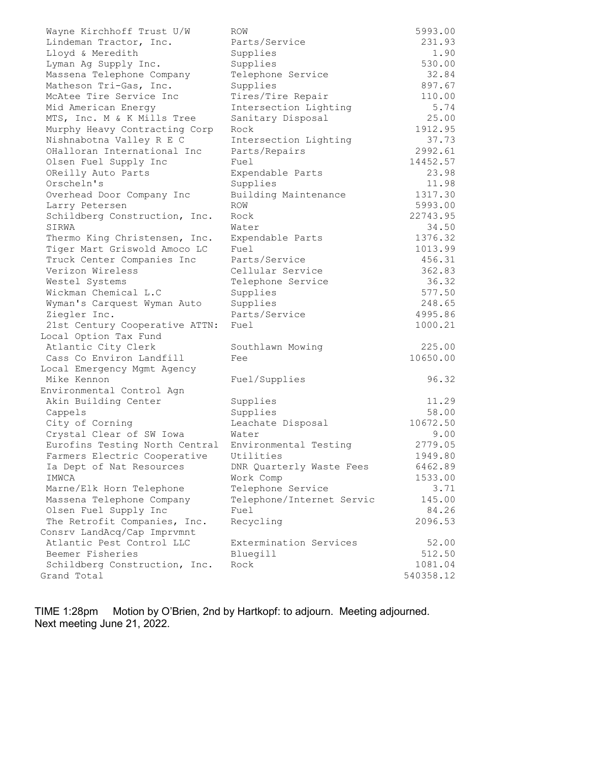| | | |
|---|---|---|
| Wayne Kirchhoff Trust U/W | ROW | 5993.00 |
| Lindeman Tractor, Inc. | Parts/Service | 231.93 |
| Lloyd & Meredith | Supplies | 1.90 |
| Lyman Ag Supply Inc. | Supplies | 530.00 |
| Massena Telephone Company | Telephone Service | 32.84 |
| Matheson Tri-Gas, Inc. | Supplies | 897.67 |
| McAtee Tire Service Inc | Tires/Tire Repair | 110.00 |
| Mid American Energy | Intersection Lighting | 5.74 |
| MTS, Inc. M & K Mills Tree | Sanitary Disposal | 25.00 |
| Murphy Heavy Contracting Corp | Rock | 1912.95 |
| Nishnabotna Valley R E C | Intersection Lighting | 37.73 |
| OHalloran International Inc | Parts/Repairs | 2992.61 |
| Olsen Fuel Supply Inc | Fuel | 14452.57 |
| OReilly Auto Parts | Expendable Parts | 23.98 |
| Orscheln's | Supplies | 11.98 |
| Overhead Door Company Inc | Building Maintenance | 1317.30 |
| Larry Petersen | ROW | 5993.00 |
| Schildberg Construction, Inc. | Rock | 22743.95 |
| SIRWA | Water | 34.50 |
| Thermo King Christensen, Inc. | Expendable Parts | 1376.32 |
| Tiger Mart Griswold Amoco LC | Fuel | 1013.99 |
| Truck Center Companies Inc | Parts/Service | 456.31 |
| Verizon Wireless | Cellular Service | 362.83 |
| Westel Systems | Telephone Service | 36.32 |
| Wickman Chemical L.C | Supplies | 577.50 |
| Wyman's Carquest Wyman Auto | Supplies | 248.65 |
| Ziegler Inc. | Parts/Service | 4995.86 |
| 21st Century Cooperative ATTN: | Fuel | 1000.21 |
| Local Option Tax Fund | | |
| Atlantic City Clerk | Southlawn Mowing | 225.00 |
| Cass Co Environ Landfill | Fee | 10650.00 |
| Local Emergency Mgmt Agency | | |
| Mike Kennon | Fuel/Supplies | 96.32 |
| Environmental Control Agn | | |
| Akin Building Center | Supplies | 11.29 |
| Cappels | Supplies | 58.00 |
| City of Corning | Leachate Disposal | 10672.50 |
| Crystal Clear of SW Iowa | Water | 9.00 |
| Eurofins Testing North Central | Environmental Testing | 2779.05 |
| Farmers Electric Cooperative | Utilities | 1949.80 |
| Ia Dept of Nat Resources | DNR Quarterly Waste Fees | 6462.89 |
| IMWCA | Work Comp | 1533.00 |
| Marne/Elk Horn Telephone | Telephone Service | 3.71 |
| Massena Telephone Company | Telephone/Internet Servic | 145.00 |
| Olsen Fuel Supply Inc | Fuel | 84.26 |
| The Retrofit Companies, Inc. | Recycling | 2096.53 |
| Consrv LandAcq/Cap Imprvmnt | | |
| Atlantic Pest Control LLC | Extermination Services | 52.00 |
| Beemer Fisheries | Bluegill | 512.50 |
| Schildberg Construction, Inc. | Rock | 1081.04 |
| Grand Total | | 540358.12 |

TIME 1:28pm Motion by O'Brien, 2nd by Hartkopf: to adjourn. Meeting adjourned. Next meeting June 21, 2022.